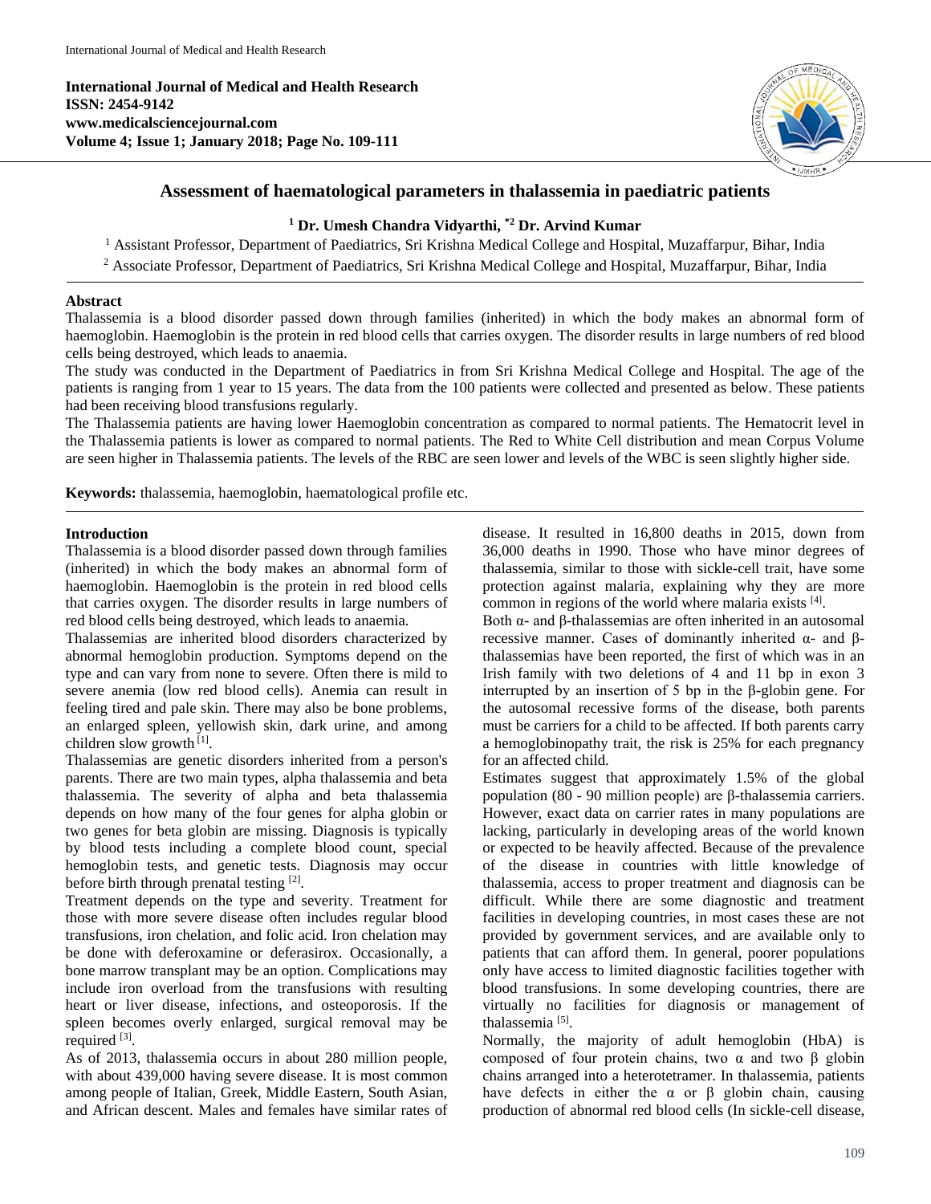# Assessment of haematological parameters in thalassemia in paediatric patients

**[1] Dr. Umesh Chandra Vidyarthi, *[2] Dr. Arvind Kumar**

[1] Assistant Professor, Department of Paediatrics, Sri Krishna Medical College and Hospital, Muzaffarpur, Bihar, India

[2] Associate Professor, Department of Paediatrics, Sri Krishna Medical College and Hospital, Muzaffarpur, Bihar, India

## Abstract

Thalassemia is a blood disorder passed down through families (inherited) in which the body makes an abnormal form of haemoglobin. Haemoglobin is the protein in red blood cells that carries oxygen. The disorder results in large numbers of red blood cells being destroyed, which leads to anaemia.

The study was conducted in the Department of Paediatrics in from Sri Krishna Medical College and Hospital. The age of the patients is ranging from 1 year to 15 years. The data from the 100 patients were collected and presented as below. These patients had been receiving blood transfusions regularly.

The Thalassemia patients are having lower Haemoglobin concentration as compared to normal patients. The Hematocrit level in the Thalassemia patients is lower as compared to normal patients. The Red to White Cell distribution and mean Corpus Volume are seen higher in Thalassemia patients. The levels of the RBC are seen lower and levels of the WBC is seen slightly higher side.

**Keywords:** thalassemia, haemoglobin, haematological profile etc.

## Introduction

Thalassemia is a blood disorder passed down through families (inherited) in which the body makes an abnormal form of haemoglobin. Haemoglobin is the protein in red blood cells that carries oxygen. The disorder results in large numbers of red blood cells being destroyed, which leads to anaemia.

Thalassemias are inherited blood disorders characterized by abnormal hemoglobin production. Symptoms depend on the type and can vary from none to severe. Often there is mild to severe anemia (low red blood cells). Anemia can result in feeling tired and pale skin. There may also be bone problems, an enlarged spleen, yellowish skin, dark urine, and among children slow growth [1].

Thalassemias are genetic disorders inherited from a person's parents. There are two main types, alpha thalassemia and beta thalassemia. The severity of alpha and beta thalassemia depends on how many of the four genes for alpha globin or two genes for beta globin are missing. Diagnosis is typically by blood tests including a complete blood count, special hemoglobin tests, and genetic tests. Diagnosis may occur before birth through prenatal testing [2].

Treatment depends on the type and severity. Treatment for those with more severe disease often includes regular blood transfusions, iron chelation, and folic acid. Iron chelation may be done with deferoxamine or deferasirox. Occasionally, a bone marrow transplant may be an option. Complications may include iron overload from the transfusions with resulting heart or liver disease, infections, and osteoporosis. If the spleen becomes overly enlarged, surgical removal may be required [3].

As of 2013, thalassemia occurs in about 280 million people, with about 439,000 having severe disease. It is most common among people of Italian, Greek, Middle Eastern, South Asian, and African descent. Males and females have similar rates of disease. It resulted in 16,800 deaths in 2015, down from 36,000 deaths in 1990. Those who have minor degrees of thalassemia, similar to those with sickle-cell trait, have some protection against malaria, explaining why they are more common in regions of the world where malaria exists [4].

Both α- and β-thalassemias are often inherited in an autosomal recessive manner. Cases of dominantly inherited α- and β-thalassemias have been reported, the first of which was in an Irish family with two deletions of 4 and 11 bp in exon 3 interrupted by an insertion of 5 bp in the β-globin gene. For the autosomal recessive forms of the disease, both parents must be carriers for a child to be affected. If both parents carry a hemoglobinopathy trait, the risk is 25% for each pregnancy for an affected child.

Estimates suggest that approximately 1.5% of the global population (80 - 90 million people) are β-thalassemia carriers. However, exact data on carrier rates in many populations are lacking, particularly in developing areas of the world known or expected to be heavily affected. Because of the prevalence of the disease in countries with little knowledge of thalassemia, access to proper treatment and diagnosis can be difficult. While there are some diagnostic and treatment facilities in developing countries, in most cases these are not provided by government services, and are available only to patients that can afford them. In general, poorer populations only have access to limited diagnostic facilities together with blood transfusions. In some developing countries, there are virtually no facilities for diagnosis or management of thalassemia [5].

Normally, the majority of adult hemoglobin (HbA) is composed of four protein chains, two α and two β globin chains arranged into a heterotetramer. In thalassemia, patients have defects in either the α or β globin chain, causing production of abnormal red blood cells (In sickle-cell disease,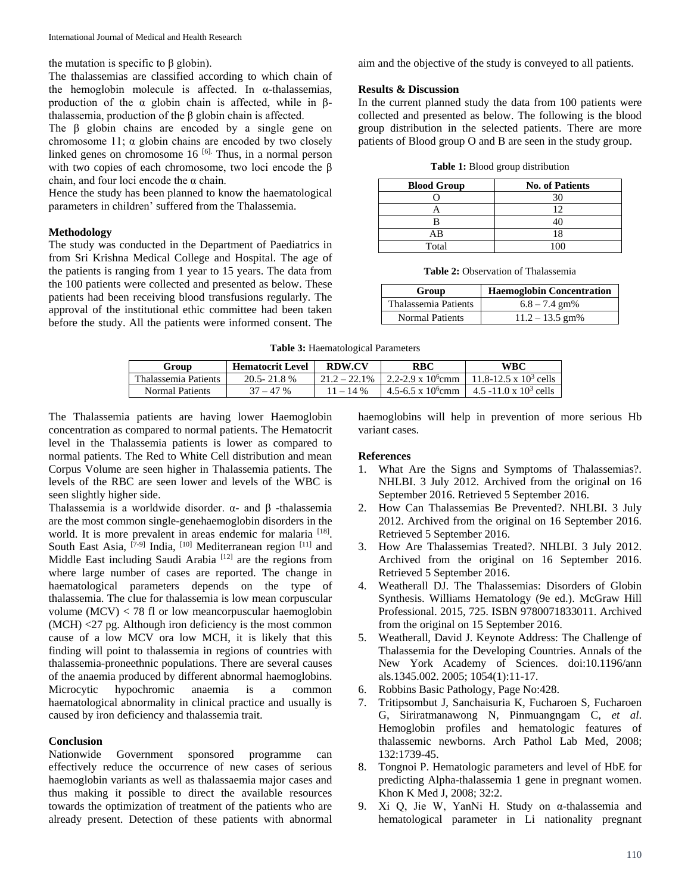the mutation is specific to β globin).

The thalassemias are classified according to which chain of the hemoglobin molecule is affected. In α-thalassemias, production of the α globin chain is affected, while in β-thalassemia, production of the β globin chain is affected.

The β globin chains are encoded by a single gene on chromosome 11; α globin chains are encoded by two closely linked genes on chromosome 16 [6]. Thus, in a normal person with two copies of each chromosome, two loci encode the β chain, and four loci encode the α chain.

Hence the study has been planned to know the haematological parameters in children' suffered from the Thalassemia.

### Methodology

The study was conducted in the Department of Paediatrics in from Sri Krishna Medical College and Hospital. The age of the patients is ranging from 1 year to 15 years. The data from the 100 patients were collected and presented as below. These patients had been receiving blood transfusions regularly. The approval of the institutional ethic committee had been taken before the study. All the patients were informed consent. The aim and the objective of the study is conveyed to all patients.

### Results & Discussion

In the current planned study the data from 100 patients were collected and presented as below. The following is the blood group distribution in the selected patients. There are more patients of Blood group O and B are seen in the study group.

**Table 1:** Blood group distribution

| Blood Group | No. of Patients |
|---|---|
| O | 30 |
| A | 12 |
| B | 40 |
| AB | 18 |
| Total | 100 |

**Table 2:** Observation of Thalassemia

| Group | Haemoglobin Concentration |
|---|---|
| Thalassemia Patients | 6.8 – 7.4 gm% |
| Normal Patients | 11.2 – 13.5 gm% |

**Table 3:** Haematological Parameters

| Group | Hematocrit Level | RDW.CV | RBC | WBC |
|---|---|---|---|---|
| Thalassemia Patients | 20.5- 21.8 % | 21.2 – 22.1% | 2.2-2.9 x $10^6$cmm | 11.8-12.5 x $10^3$ cells |
| Normal Patients | 37 – 47 % | 11 – 14 % | 4.5-6.5 x $10^6$cmm | 4.5 -11.0 x $10^3$ cells |

The Thalassemia patients are having lower Haemoglobin concentration as compared to normal patients. The Hematocrit level in the Thalassemia patients is lower as compared to normal patients. The Red to White Cell distribution and mean Corpus Volume are seen higher in Thalassemia patients. The levels of the RBC are seen lower and levels of the WBC is seen slightly higher side.

Thalassemia is a worldwide disorder. α- and β -thalassemia are the most common single-genehaemoglobin disorders in the world. It is more prevalent in areas endemic for malaria [18]. South East Asia, [7-9] India, [10] Mediterranean region [11] and Middle East including Saudi Arabia [12] are the regions from where large number of cases are reported. The change in haematological parameters depends on the type of thalassemia. The clue for thalassemia is low mean corpuscular volume (MCV) < 78 fl or low meancorpuscular haemoglobin (MCH) <27 pg. Although iron deficiency is the most common cause of a low MCV ora low MCH, it is likely that this finding will point to thalassemia in regions of countries with thalassemia-proneethnic populations. There are several causes of the anaemia produced by different abnormal haemoglobins. Microcytic hypochromic anaemia is a common haematological abnormality in clinical practice and usually is caused by iron deficiency and thalassemia trait.

### Conclusion

Nationwide Government sponsored programme can effectively reduce the occurrence of new cases of serious haemoglobin variants as well as thalassaemia major cases and thus making it possible to direct the available resources towards the optimization of treatment of the patients who are already present. Detection of these patients with abnormal haemoglobins will help in prevention of more serious Hb variant cases.

### References

1. What Are the Signs and Symptoms of Thalassemias?. NHLBI. 3 July 2012. Archived from the original on 16 September 2016. Retrieved 5 September 2016.
2. How Can Thalassemias Be Prevented?. NHLBI. 3 July 2012. Archived from the original on 16 September 2016. Retrieved 5 September 2016.
3. How Are Thalassemias Treated?. NHLBI. 3 July 2012. Archived from the original on 16 September 2016. Retrieved 5 September 2016.
4. Weatherall DJ. The Thalassemias: Disorders of Globin Synthesis. Williams Hematology (9e ed.). McGraw Hill Professional. 2015, 725. ISBN 9780071833011. Archived from the original on 15 September 2016.
5. Weatherall, David J. Keynote Address: The Challenge of Thalassemia for the Developing Countries. Annals of the New York Academy of Sciences. doi:10.1196/annals.1345.002. 2005; 1054(1):11-17.
6. Robbins Basic Pathology, Page No:428.
7. Tritipsombut J, Sanchaisuria K, Fucharoen S, Fucharoen G, Siriratmanawong N, Pinmuangngam C, *et al*. Hemoglobin profiles and hematologic features of thalassemic newborns. Arch Pathol Lab Med, 2008; 132:1739-45.
8. Tongnoi P. Hematologic parameters and level of HbE for predicting Alpha-thalassemia 1 gene in pregnant women. Khon K Med J, 2008; 32:2.
9. Xi Q, Jie W, YanNi H. Study on α-thalassemia and hematological parameter in Li nationality pregnant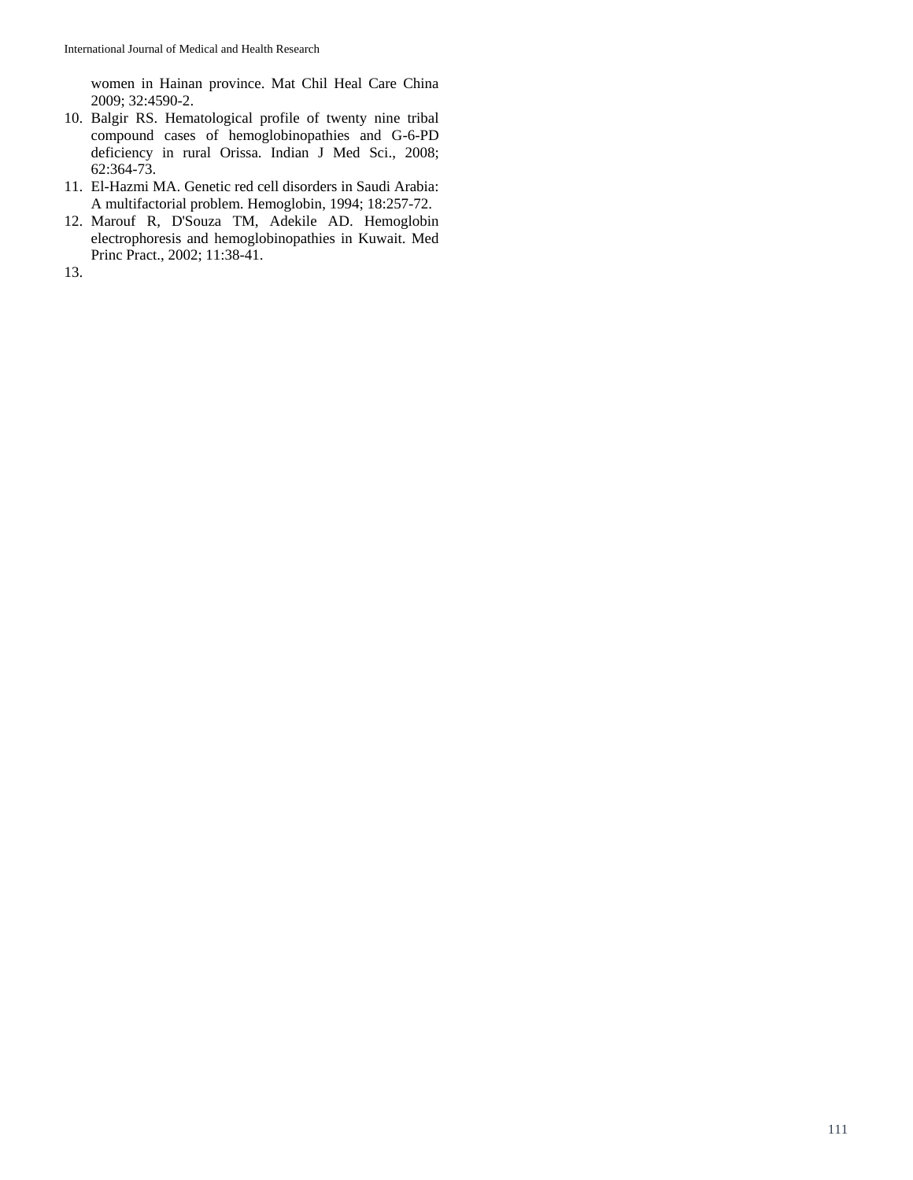women in Hainan province. Mat Chil Heal Care China 2009; 32:4590-2.

10. Balgir RS. Hematological profile of twenty nine tribal compound cases of hemoglobinopathies and G-6-PD deficiency in rural Orissa. Indian J Med Sci., 2008; 62:364-73.
11. El-Hazmi MA. Genetic red cell disorders in Saudi Arabia: A multifactorial problem. Hemoglobin, 1994; 18:257-72.
12. Marouf R, D'Souza TM, Adekile AD. Hemoglobin electrophoresis and hemoglobinopathies in Kuwait. Med Princ Pract., 2002; 11:38-41.
13.